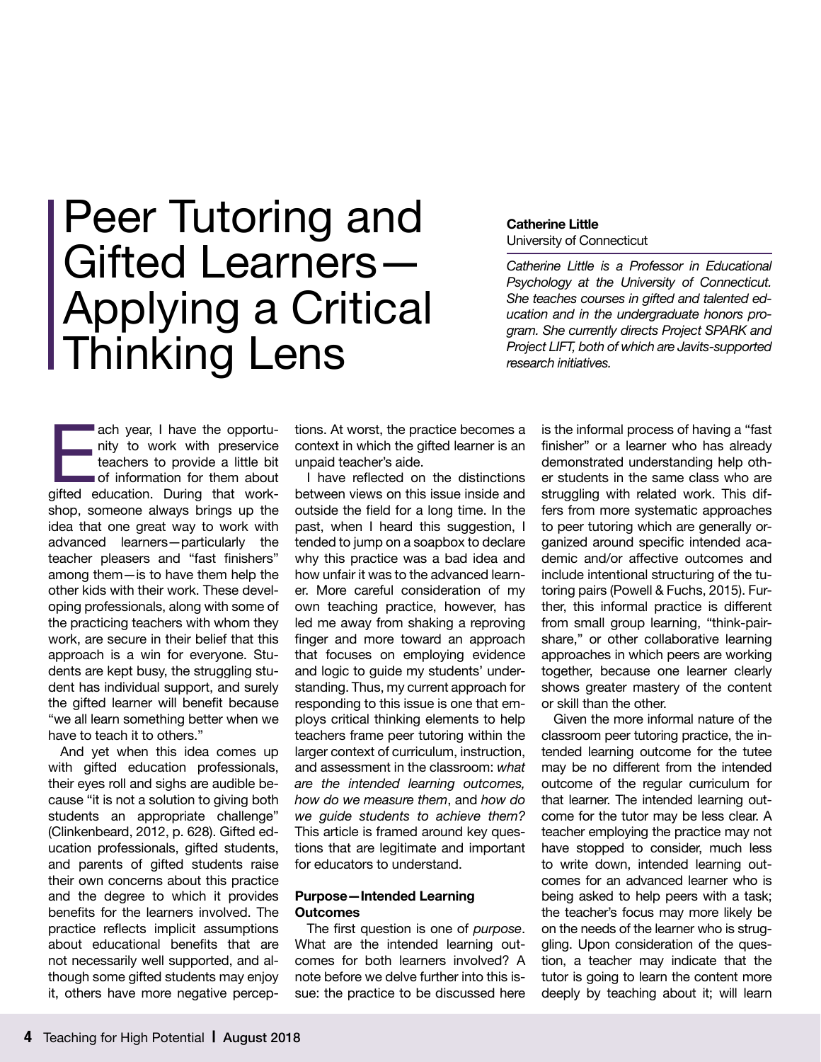# Peer Tutoring and Gifted Learners—Applying a Critical Thinking Lens

**Catherine Little**
University of Connecticut

*Catherine Little is a Professor in Educational Psychology at the University of Connecticut. She teaches courses in gifted and talented education and in the undergraduate honors program. She currently directs Project SPARK and Project LIFT, both of which are Javits-supported research initiatives.*

Each year, I have the opportunity to work with preservice teachers to provide a little bit of information for them about gifted education. During that workshop, someone always brings up the idea that one great way to work with advanced learners—particularly the teacher pleasers and "fast finishers" among them—is to have them help the other kids with their work. These developing professionals, along with some of the practicing teachers with whom they work, are secure in their belief that this approach is a win for everyone. Students are kept busy, the struggling student has individual support, and surely the gifted learner will benefit because "we all learn something better when we have to teach it to others."

And yet when this idea comes up with gifted education professionals, their eyes roll and sighs are audible because "it is not a solution to giving both students an appropriate challenge" (Clinkenbeard, 2012, p. 628). Gifted education professionals, gifted students, and parents of gifted students raise their own concerns about this practice and the degree to which it provides benefits for the learners involved. The practice reflects implicit assumptions about educational benefits that are not necessarily well supported, and although some gifted students may enjoy it, others have more negative perceptions. At worst, the practice becomes a context in which the gifted learner is an unpaid teacher's aide.

I have reflected on the distinctions between views on this issue inside and outside the field for a long time. In the past, when I heard this suggestion, I tended to jump on a soapbox to declare why this practice was a bad idea and how unfair it was to the advanced learner. More careful consideration of my own teaching practice, however, has led me away from shaking a reproving finger and more toward an approach that focuses on employing evidence and logic to guide my students' understanding. Thus, my current approach for responding to this issue is one that employs critical thinking elements to help teachers frame peer tutoring within the larger context of curriculum, instruction, and assessment in the classroom: *what are the intended learning outcomes, how do we measure them*, and *how do we guide students to achieve them?* This article is framed around key questions that are legitimate and important for educators to understand.

**Purpose—Intended Learning Outcomes**

The first question is one of *purpose*. What are the intended learning outcomes for both learners involved? A note before we delve further into this issue: the practice to be discussed here is the informal process of having a "fast finisher" or a learner who has already demonstrated understanding help other students in the same class who are struggling with related work. This differs from more systematic approaches to peer tutoring which are generally organized around specific intended academic and/or affective outcomes and include intentional structuring of the tutoring pairs (Powell & Fuchs, 2015). Further, this informal practice is different from small group learning, "think-pair-share," or other collaborative learning approaches in which peers are working together, because one learner clearly shows greater mastery of the content or skill than the other.

Given the more informal nature of the classroom peer tutoring practice, the intended learning outcome for the tutee may be no different from the intended outcome of the regular curriculum for that learner. The intended learning outcome for the tutor may be less clear. A teacher employing the practice may not have stopped to consider, much less to write down, intended learning outcomes for an advanced learner who is being asked to help peers with a task; the teacher's focus may more likely be on the needs of the learner who is struggling. Upon consideration of the question, a teacher may indicate that the tutor is going to learn the content more deeply by teaching about it; will learn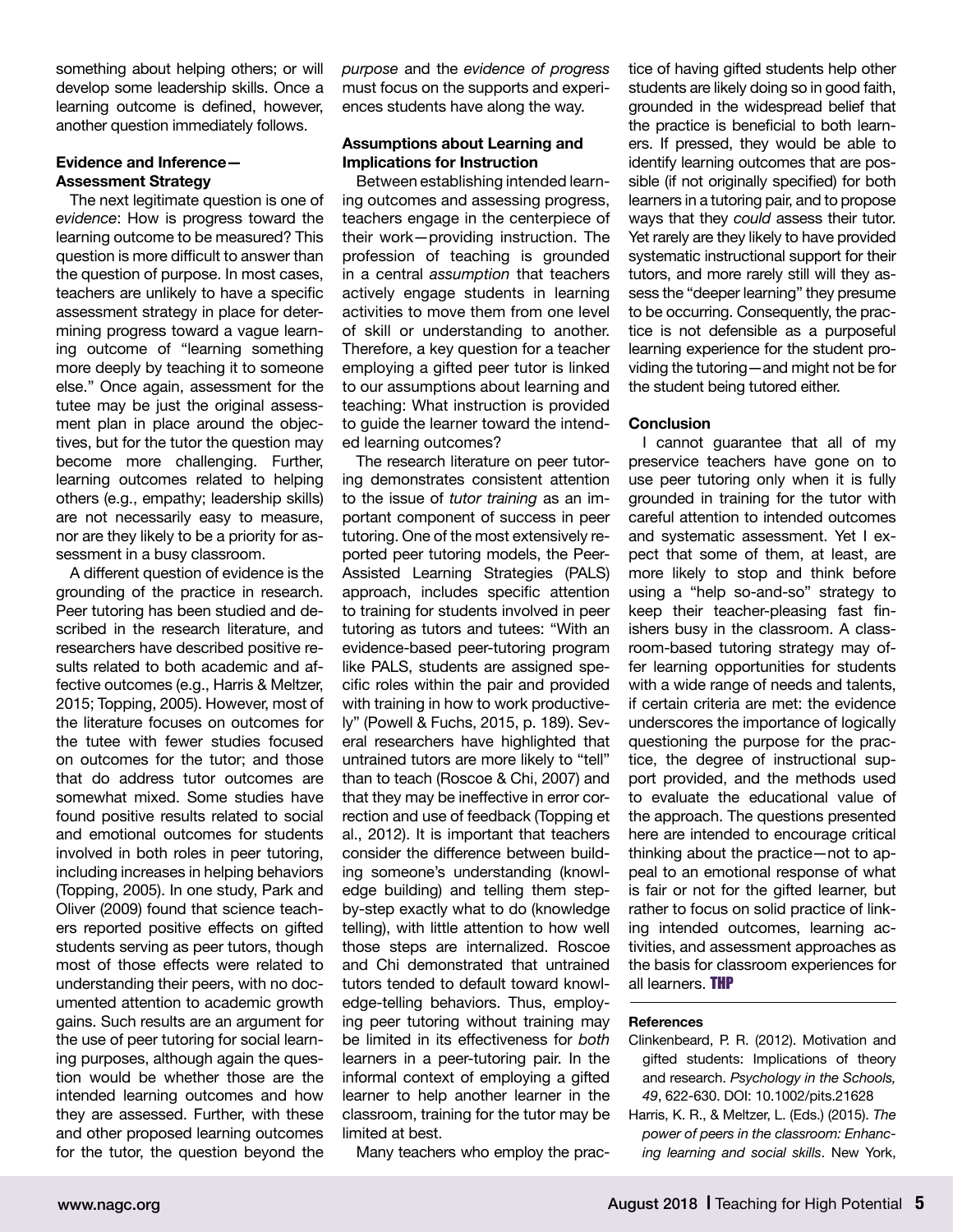something about helping others; or will develop some leadership skills. Once a learning outcome is defined, however, another question immediately follows.

### Evidence and Inference—Assessment Strategy

The next legitimate question is one of *evidence*: How is progress toward the learning outcome to be measured? This question is more difficult to answer than the question of purpose. In most cases, teachers are unlikely to have a specific assessment strategy in place for determining progress toward a vague learning outcome of "learning something more deeply by teaching it to someone else." Once again, assessment for the tutee may be just the original assessment plan in place around the objectives, but for the tutor the question may become more challenging. Further, learning outcomes related to helping others (e.g., empathy; leadership skills) are not necessarily easy to measure, nor are they likely to be a priority for assessment in a busy classroom.

A different question of evidence is the grounding of the practice in research. Peer tutoring has been studied and described in the research literature, and researchers have described positive results related to both academic and affective outcomes (e.g., Harris & Meltzer, 2015; Topping, 2005). However, most of the literature focuses on outcomes for the tutee with fewer studies focused on outcomes for the tutor; and those that do address tutor outcomes are somewhat mixed. Some studies have found positive results related to social and emotional outcomes for students involved in both roles in peer tutoring, including increases in helping behaviors (Topping, 2005). In one study, Park and Oliver (2009) found that science teachers reported positive effects on gifted students serving as peer tutors, though most of those effects were related to understanding their peers, with no documented attention to academic growth gains. Such results are an argument for the use of peer tutoring for social learning purposes, although again the question would be whether those are the intended learning outcomes and how they are assessed. Further, with these and other proposed learning outcomes for the tutor, the question beyond the *purpose* and the *evidence of progress* must focus on the supports and experiences students have along the way.

### Assumptions about Learning and Implications for Instruction

Between establishing intended learning outcomes and assessing progress, teachers engage in the centerpiece of their work—providing instruction. The profession of teaching is grounded in a central *assumption* that teachers actively engage students in learning activities to move them from one level of skill or understanding to another. Therefore, a key question for a teacher employing a gifted peer tutor is linked to our assumptions about learning and teaching: What instruction is provided to guide the learner toward the intended learning outcomes?

The research literature on peer tutoring demonstrates consistent attention to the issue of *tutor training* as an important component of success in peer tutoring. One of the most extensively reported peer tutoring models, the Peer-Assisted Learning Strategies (PALS) approach, includes specific attention to training for students involved in peer tutoring as tutors and tutees: "With an evidence-based peer-tutoring program like PALS, students are assigned specific roles within the pair and provided with training in how to work productively" (Powell & Fuchs, 2015, p. 189). Several researchers have highlighted that untrained tutors are more likely to "tell" than to teach (Roscoe & Chi, 2007) and that they may be ineffective in error correction and use of feedback (Topping et al., 2012). It is important that teachers consider the difference between building someone's understanding (knowledge building) and telling them step-by-step exactly what to do (knowledge telling), with little attention to how well those steps are internalized. Roscoe and Chi demonstrated that untrained tutors tended to default toward knowledge-telling behaviors. Thus, employing peer tutoring without training may be limited in its effectiveness for *both* learners in a peer-tutoring pair. In the informal context of employing a gifted learner to help another learner in the classroom, training for the tutor may be limited at best.

Many teachers who employ the practice of having gifted students help other students are likely doing so in good faith, grounded in the widespread belief that the practice is beneficial to both learners. If pressed, they would be able to identify learning outcomes that are possible (if not originally specified) for both learners in a tutoring pair, and to propose ways that they *could* assess their tutor. Yet rarely are they likely to have provided systematic instructional support for their tutors, and more rarely still will they assess the "deeper learning" they presume to be occurring. Consequently, the practice is not defensible as a purposeful learning experience for the student providing the tutoring—and might not be for the student being tutored either.

### Conclusion

I cannot guarantee that all of my preservice teachers have gone on to use peer tutoring only when it is fully grounded in training for the tutor with careful attention to intended outcomes and systematic assessment. Yet I expect that some of them, at least, are more likely to stop and think before using a "help so-and-so" strategy to keep their teacher-pleasing fast finishers busy in the classroom. A classroom-based tutoring strategy may offer learning opportunities for students with a wide range of needs and talents, if certain criteria are met: the evidence underscores the importance of logically questioning the purpose for the practice, the degree of instructional support provided, and the methods used to evaluate the educational value of the approach. The questions presented here are intended to encourage critical thinking about the practice—not to appeal to an emotional response of what is fair or not for the gifted learner, but rather to focus on solid practice of linking intended outcomes, learning activities, and assessment approaches as the basis for classroom experiences for all learners. **THP**

### References

Clinkenbeard, P. R. (2012). Motivation and gifted students: Implications of theory and research. *Psychology in the Schools, 49*, 622-630. DOI: 10.1002/pits.21628

Harris, K. R., & Meltzer, L. (Eds.) (2015). *The power of peers in the classroom: Enhancing learning and social skills*. New York,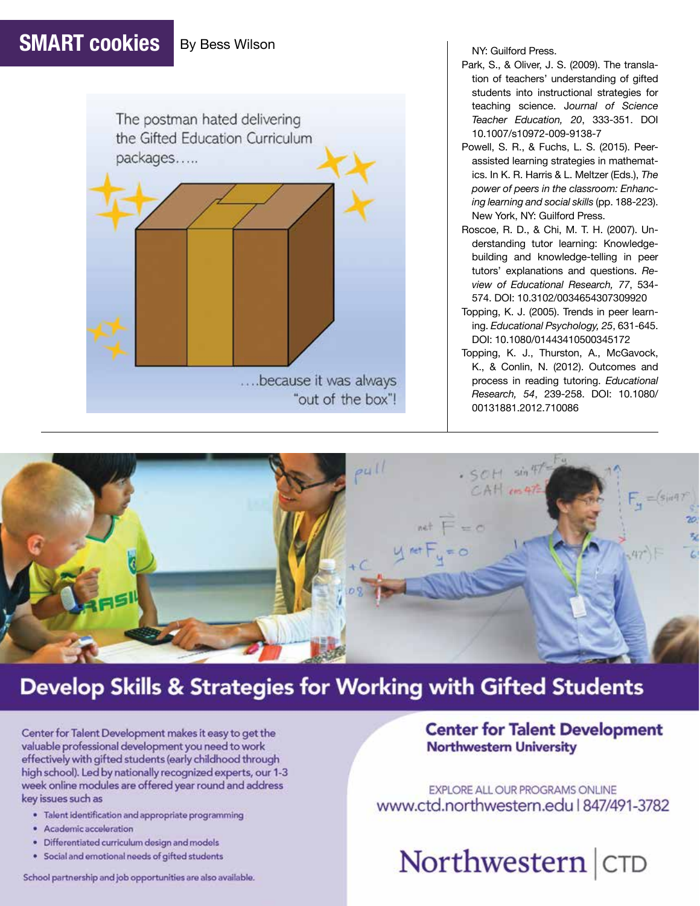## SMART cookies

By Bess Wilson

The postman hated delivering the Gifted Education Curriculum packages…..

….because it was always "out of the box"!

NY: Guilford Press.

Park, S., & Oliver, J. S. (2009). The translation of teachers' understanding of gifted students into instructional strategies for teaching science. *Journal of Science Teacher Education, 20*, 333-351. DOI 10.1007/s10972-009-9138-7

Powell, S. R., & Fuchs, L. S. (2015). Peer-assisted learning strategies in mathematics. In K. R. Harris & L. Meltzer (Eds.), *The power of peers in the classroom: Enhancing learning and social skills* (pp. 188-223). New York, NY: Guilford Press.

Roscoe, R. D., & Chi, M. T. H. (2007). Understanding tutor learning: Knowledge-building and knowledge-telling in peer tutors' explanations and questions. *Review of Educational Research, 77*, 534-574. DOI: 10.3102/0034654307309920

Topping, K. J. (2005). Trends in peer learning. *Educational Psychology, 25*, 631-645. DOI: 10.1080/01443410500345172

Topping, K. J., Thurston, A., McGavock, K., & Conlin, N. (2012). Outcomes and process in reading tutoring. *Educational Research, 54*, 239-258. DOI: 10.1080/00131881.2012.710086

# Develop Skills & Strategies for Working with Gifted Students

Center for Talent Development makes it easy to get the valuable professional development you need to work effectively with gifted students (early childhood through high school). Led by nationally recognized experts, our 1-3 week online modules are offered year round and address key issues such as

- Talent identification and appropriate programming
- Academic acceleration
- Differentiated curriculum design and models
- Social and emotional needs of gifted students

School partnership and job opportunities are also available.

**Center for Talent Development**
**Northwestern University**

EXPLORE ALL OUR PROGRAMS ONLINE
www.ctd.northwestern.edu | 847/491-3782

Northwestern | CTD